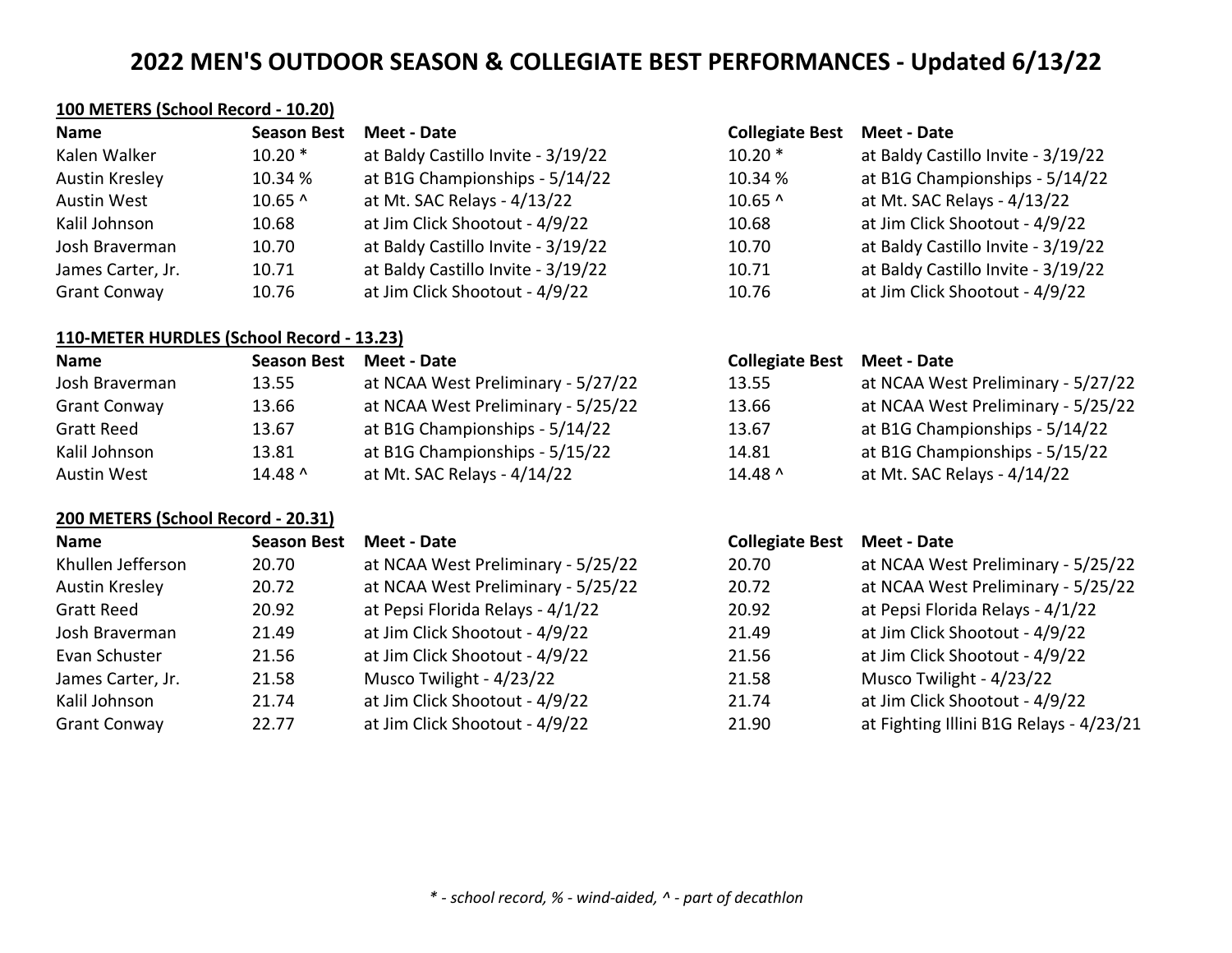# 2022 MEN'S OUTDOOR SEASON & COLLEGIATE BEST PERFORMANCES - Updated 6/13/22

## 100 METERS (School Record - 10.20)

| Name | Season Best | Meet - Date | Collegiate Best | Meet - Date |
|---|---|---|---|---|
| Kalen Walker | 10.20 * | at Baldy Castillo Invite - 3/19/22 | 10.20 * | at Baldy Castillo Invite - 3/19/22 |
| Austin Kresley | 10.34 % | at B1G Championships - 5/14/22 | 10.34 % | at B1G Championships - 5/14/22 |
| Austin West | 10.65 ^ | at Mt. SAC Relays - 4/13/22 | 10.65 ^ | at Mt. SAC Relays - 4/13/22 |
| Kalil Johnson | 10.68 | at Jim Click Shootout - 4/9/22 | 10.68 | at Jim Click Shootout - 4/9/22 |
| Josh Braverman | 10.70 | at Baldy Castillo Invite - 3/19/22 | 10.70 | at Baldy Castillo Invite - 3/19/22 |
| James Carter, Jr. | 10.71 | at Baldy Castillo Invite - 3/19/22 | 10.71 | at Baldy Castillo Invite - 3/19/22 |
| Grant Conway | 10.76 | at Jim Click Shootout - 4/9/22 | 10.76 | at Jim Click Shootout - 4/9/22 |

## 110-METER HURDLES (School Record - 13.23)

| Name | Season Best | Meet - Date | Collegiate Best | Meet - Date |
|---|---|---|---|---|
| Josh Braverman | 13.55 | at NCAA West Preliminary - 5/27/22 | 13.55 | at NCAA West Preliminary - 5/27/22 |
| Grant Conway | 13.66 | at NCAA West Preliminary - 5/25/22 | 13.66 | at NCAA West Preliminary - 5/25/22 |
| Gratt Reed | 13.67 | at B1G Championships - 5/14/22 | 13.67 | at B1G Championships - 5/14/22 |
| Kalil Johnson | 13.81 | at B1G Championships - 5/15/22 | 14.81 | at B1G Championships - 5/15/22 |
| Austin West | 14.48 ^ | at Mt. SAC Relays - 4/14/22 | 14.48 ^ | at Mt. SAC Relays - 4/14/22 |

## 200 METERS (School Record - 20.31)

| Name | Season Best | Meet - Date | Collegiate Best | Meet - Date |
|---|---|---|---|---|
| Khullen Jefferson | 20.70 | at NCAA West Preliminary - 5/25/22 | 20.70 | at NCAA West Preliminary - 5/25/22 |
| Austin Kresley | 20.72 | at NCAA West Preliminary - 5/25/22 | 20.72 | at NCAA West Preliminary - 5/25/22 |
| Gratt Reed | 20.92 | at Pepsi Florida Relays - 4/1/22 | 20.92 | at Pepsi Florida Relays - 4/1/22 |
| Josh Braverman | 21.49 | at Jim Click Shootout - 4/9/22 | 21.49 | at Jim Click Shootout - 4/9/22 |
| Evan Schuster | 21.56 | at Jim Click Shootout - 4/9/22 | 21.56 | at Jim Click Shootout - 4/9/22 |
| James Carter, Jr. | 21.58 | Musco Twilight - 4/23/22 | 21.58 | Musco Twilight - 4/23/22 |
| Kalil Johnson | 21.74 | at Jim Click Shootout - 4/9/22 | 21.74 | at Jim Click Shootout - 4/9/22 |
| Grant Conway | 22.77 | at Jim Click Shootout - 4/9/22 | 21.90 | at Fighting Illini B1G Relays - 4/23/21 |

*\* - school record, % - wind-aided, ^ - part of decathlon*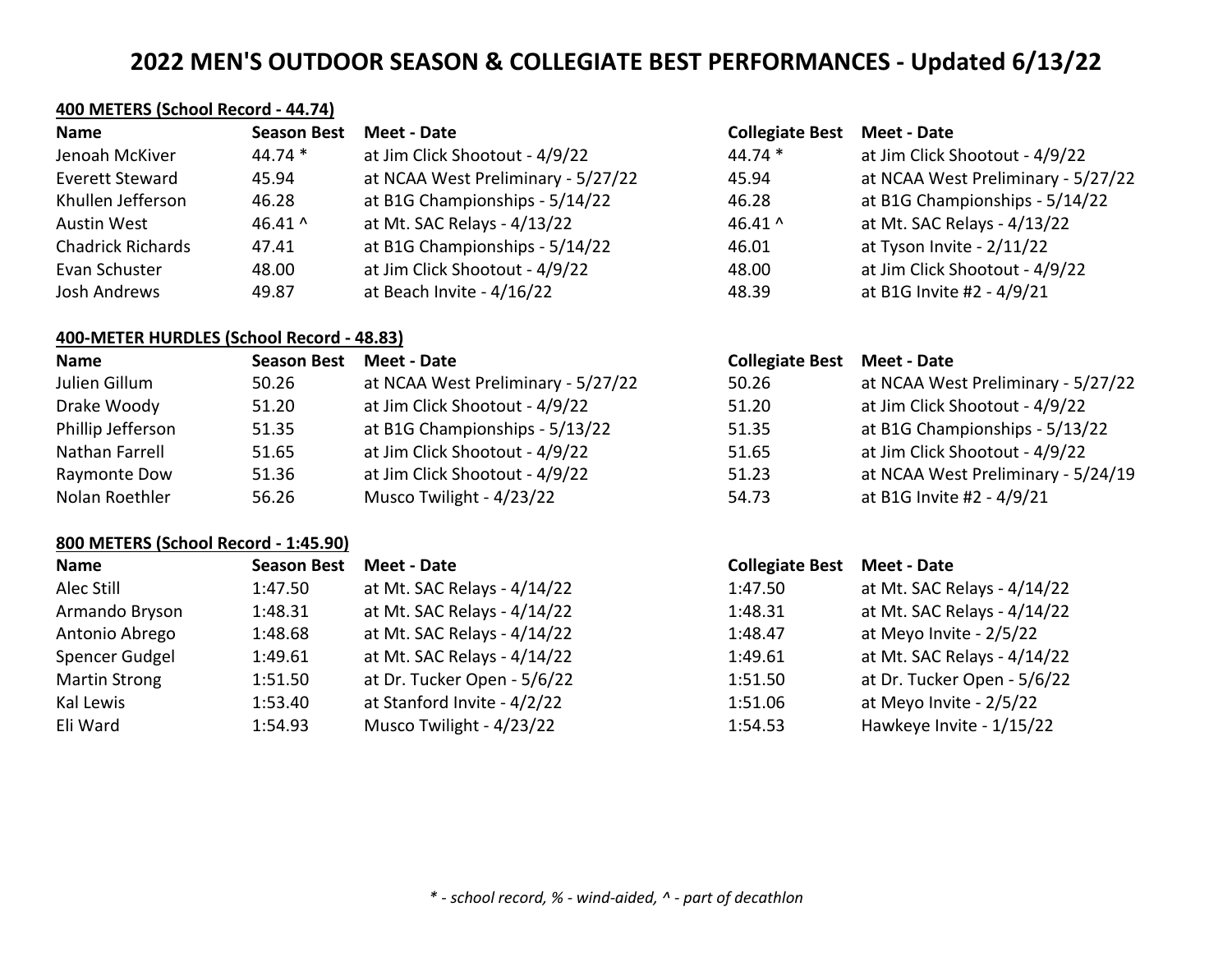# 2022 MEN'S OUTDOOR SEASON & COLLEGIATE BEST PERFORMANCES - Updated 6/13/22

## 400 METERS (School Record - 44.74)

| Name | Season Best | Meet - Date | Collegiate Best | Meet - Date |
|---|---|---|---|---|
| Jenoah McKiver | 44.74 * | at Jim Click Shootout - 4/9/22 | 44.74 * | at Jim Click Shootout - 4/9/22 |
| Everett Steward | 45.94 | at NCAA West Preliminary - 5/27/22 | 45.94 | at NCAA West Preliminary - 5/27/22 |
| Khullen Jefferson | 46.28 | at B1G Championships - 5/14/22 | 46.28 | at B1G Championships - 5/14/22 |
| Austin West | 46.41 ^ | at Mt. SAC Relays - 4/13/22 | 46.41 ^ | at Mt. SAC Relays - 4/13/22 |
| Chadrick Richards | 47.41 | at B1G Championships - 5/14/22 | 46.01 | at Tyson Invite - 2/11/22 |
| Evan Schuster | 48.00 | at Jim Click Shootout - 4/9/22 | 48.00 | at Jim Click Shootout - 4/9/22 |
| Josh Andrews | 49.87 | at Beach Invite - 4/16/22 | 48.39 | at B1G Invite #2 - 4/9/21 |

## 400-METER HURDLES (School Record - 48.83)

| Name | Season Best | Meet - Date | Collegiate Best | Meet - Date |
|---|---|---|---|---|
| Julien Gillum | 50.26 | at NCAA West Preliminary - 5/27/22 | 50.26 | at NCAA West Preliminary - 5/27/22 |
| Drake Woody | 51.20 | at Jim Click Shootout - 4/9/22 | 51.20 | at Jim Click Shootout - 4/9/22 |
| Phillip Jefferson | 51.35 | at B1G Championships - 5/13/22 | 51.35 | at B1G Championships - 5/13/22 |
| Nathan Farrell | 51.65 | at Jim Click Shootout - 4/9/22 | 51.65 | at Jim Click Shootout - 4/9/22 |
| Raymonte Dow | 51.36 | at Jim Click Shootout - 4/9/22 | 51.23 | at NCAA West Preliminary - 5/24/19 |
| Nolan Roethler | 56.26 | Musco Twilight - 4/23/22 | 54.73 | at B1G Invite #2 - 4/9/21 |

## 800 METERS (School Record - 1:45.90)

| Name | Season Best | Meet - Date | Collegiate Best | Meet - Date |
|---|---|---|---|---|
| Alec Still | 1:47.50 | at Mt. SAC Relays - 4/14/22 | 1:47.50 | at Mt. SAC Relays - 4/14/22 |
| Armando Bryson | 1:48.31 | at Mt. SAC Relays - 4/14/22 | 1:48.31 | at Mt. SAC Relays - 4/14/22 |
| Antonio Abrego | 1:48.68 | at Mt. SAC Relays - 4/14/22 | 1:48.47 | at Meyo Invite - 2/5/22 |
| Spencer Gudgel | 1:49.61 | at Mt. SAC Relays - 4/14/22 | 1:49.61 | at Mt. SAC Relays - 4/14/22 |
| Martin Strong | 1:51.50 | at Dr. Tucker Open - 5/6/22 | 1:51.50 | at Dr. Tucker Open - 5/6/22 |
| Kal Lewis | 1:53.40 | at Stanford Invite - 4/2/22 | 1:51.06 | at Meyo Invite - 2/5/22 |
| Eli Ward | 1:54.93 | Musco Twilight - 4/23/22 | 1:54.53 | Hawkeye Invite - 1/15/22 |

*\* - school record, % - wind-aided, ^ - part of decathlon*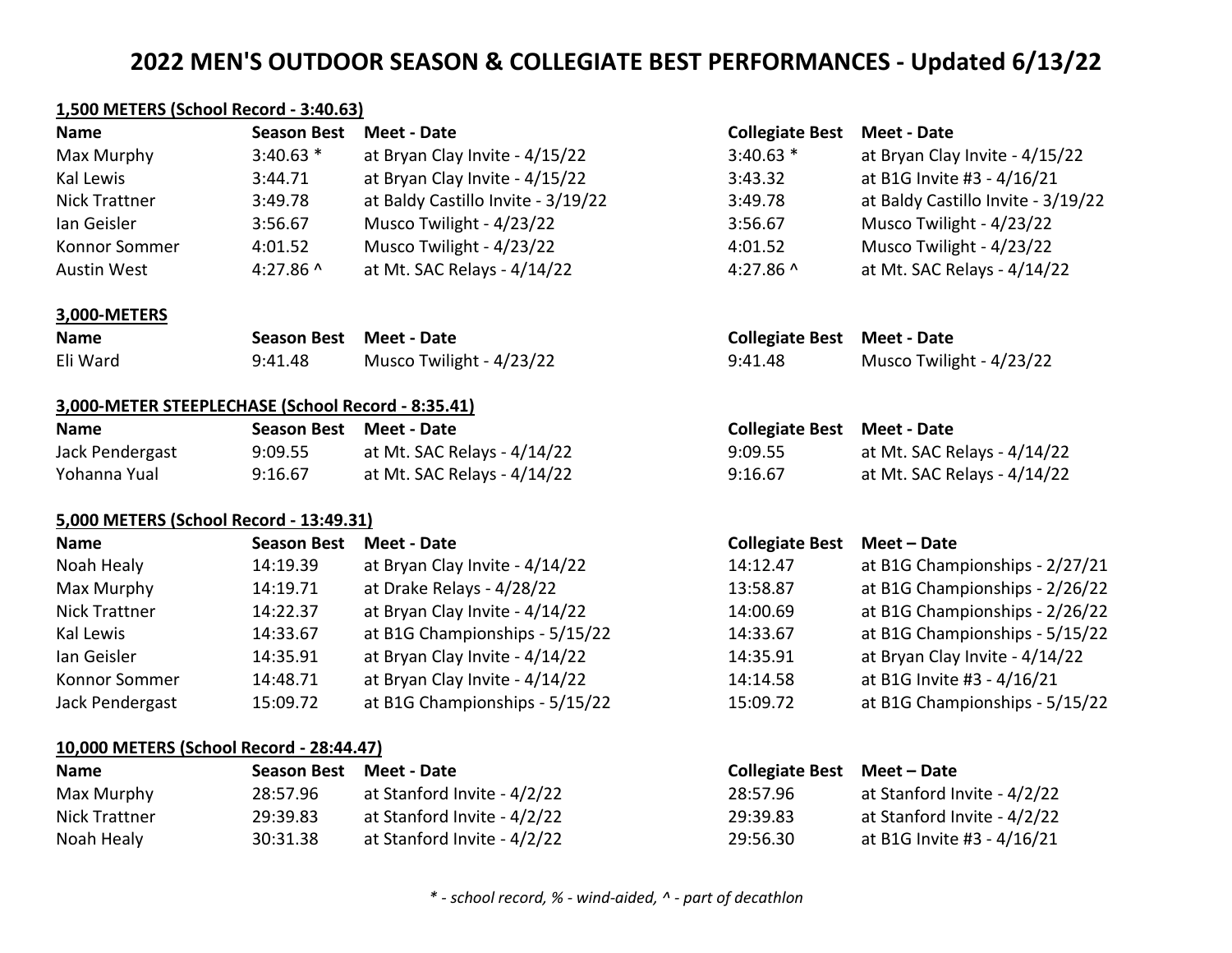# 2022 MEN'S OUTDOOR SEASON & COLLEGIATE BEST PERFORMANCES - Updated 6/13/22

**1,500 METERS (School Record - 3:40.63)**

| Name | Season Best | Meet - Date | Collegiate Best | Meet - Date |
|---|---|---|---|---|
| Max Murphy | 3:40.63 * | at Bryan Clay Invite - 4/15/22 | 3:40.63 * | at Bryan Clay Invite - 4/15/22 |
| Kal Lewis | 3:44.71 | at Bryan Clay Invite - 4/15/22 | 3:43.32 | at B1G Invite #3 - 4/16/21 |
| Nick Trattner | 3:49.78 | at Baldy Castillo Invite - 3/19/22 | 3:49.78 | at Baldy Castillo Invite - 3/19/22 |
| Ian Geisler | 3:56.67 | Musco Twilight - 4/23/22 | 3:56.67 | Musco Twilight - 4/23/22 |
| Konnor Sommer | 4:01.52 | Musco Twilight - 4/23/22 | 4:01.52 | Musco Twilight - 4/23/22 |
| Austin West | 4:27.86 ^ | at Mt. SAC Relays - 4/14/22 | 4:27.86 ^ | at Mt. SAC Relays - 4/14/22 |

**3,000-METERS**

| Name | Season Best | Meet - Date | Collegiate Best | Meet - Date |
|---|---|---|---|---|
| Eli Ward | 9:41.48 | Musco Twilight - 4/23/22 | 9:41.48 | Musco Twilight - 4/23/22 |

**3,000-METER STEEPLECHASE (School Record - 8:35.41)**

| Name | Season Best | Meet - Date | Collegiate Best | Meet - Date |
|---|---|---|---|---|
| Jack Pendergast | 9:09.55 | at Mt. SAC Relays - 4/14/22 | 9:09.55 | at Mt. SAC Relays - 4/14/22 |
| Yohanna Yual | 9:16.67 | at Mt. SAC Relays - 4/14/22 | 9:16.67 | at Mt. SAC Relays - 4/14/22 |

**5,000 METERS (School Record - 13:49.31)**

| Name | Season Best | Meet - Date | Collegiate Best | Meet – Date |
|---|---|---|---|---|
| Noah Healy | 14:19.39 | at Bryan Clay Invite - 4/14/22 | 14:12.47 | at B1G Championships - 2/27/21 |
| Max Murphy | 14:19.71 | at Drake Relays - 4/28/22 | 13:58.87 | at B1G Championships - 2/26/22 |
| Nick Trattner | 14:22.37 | at Bryan Clay Invite - 4/14/22 | 14:00.69 | at B1G Championships - 2/26/22 |
| Kal Lewis | 14:33.67 | at B1G Championships - 5/15/22 | 14:33.67 | at B1G Championships - 5/15/22 |
| Ian Geisler | 14:35.91 | at Bryan Clay Invite - 4/14/22 | 14:35.91 | at Bryan Clay Invite - 4/14/22 |
| Konnor Sommer | 14:48.71 | at Bryan Clay Invite - 4/14/22 | 14:14.58 | at B1G Invite #3 - 4/16/21 |
| Jack Pendergast | 15:09.72 | at B1G Championships - 5/15/22 | 15:09.72 | at B1G Championships - 5/15/22 |

**10,000 METERS (School Record - 28:44.47)**

| Name | Season Best | Meet - Date | Collegiate Best | Meet – Date |
|---|---|---|---|---|
| Max Murphy | 28:57.96 | at Stanford Invite - 4/2/22 | 28:57.96 | at Stanford Invite - 4/2/22 |
| Nick Trattner | 29:39.83 | at Stanford Invite - 4/2/22 | 29:39.83 | at Stanford Invite - 4/2/22 |
| Noah Healy | 30:31.38 | at Stanford Invite - 4/2/22 | 29:56.30 | at B1G Invite #3 - 4/16/21 |

*\* - school record, % - wind-aided, ^ - part of decathlon*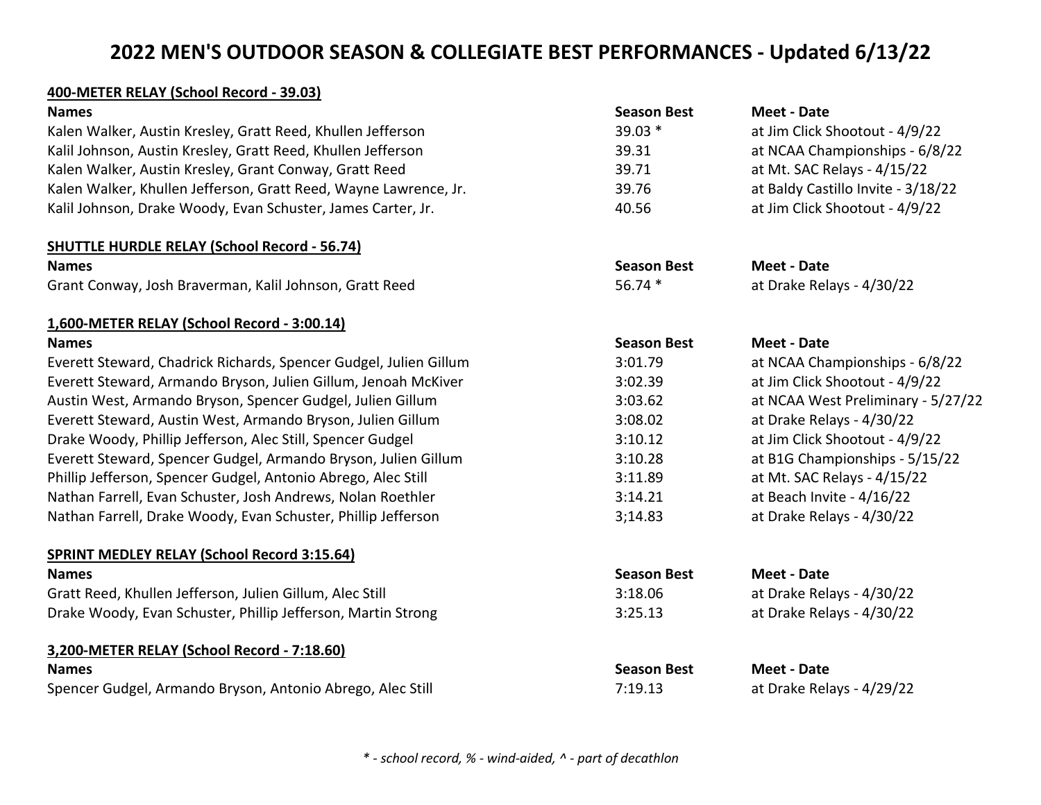# 2022 MEN'S OUTDOOR SEASON & COLLEGIATE BEST PERFORMANCES - Updated 6/13/22

**400-METER RELAY (School Record - 39.03)**

| Names | Season Best | Meet - Date |
|---|---|---|
| Kalen Walker, Austin Kresley, Gratt Reed, Khullen Jefferson | 39.03 * | at Jim Click Shootout - 4/9/22 |
| Kalil Johnson, Austin Kresley, Gratt Reed, Khullen Jefferson | 39.31 | at NCAA Championships - 6/8/22 |
| Kalen Walker, Austin Kresley, Grant Conway, Gratt Reed | 39.71 | at Mt. SAC Relays - 4/15/22 |
| Kalen Walker, Khullen Jefferson, Gratt Reed, Wayne Lawrence, Jr. | 39.76 | at Baldy Castillo Invite - 3/18/22 |
| Kalil Johnson, Drake Woody, Evan Schuster, James Carter, Jr. | 40.56 | at Jim Click Shootout - 4/9/22 |

**SHUTTLE HURDLE RELAY (School Record - 56.74)**

| Names | Season Best | Meet - Date |
|---|---|---|
| Grant Conway, Josh Braverman, Kalil Johnson, Gratt Reed | 56.74 * | at Drake Relays - 4/30/22 |

**1,600-METER RELAY (School Record - 3:00.14)**

| Names | Season Best | Meet - Date |
|---|---|---|
| Everett Steward, Chadrick Richards, Spencer Gudgel, Julien Gillum | 3:01.79 | at NCAA Championships - 6/8/22 |
| Everett Steward, Armando Bryson, Julien Gillum, Jenoah McKiver | 3:02.39 | at Jim Click Shootout - 4/9/22 |
| Austin West, Armando Bryson, Spencer Gudgel, Julien Gillum | 3:03.62 | at NCAA West Preliminary - 5/27/22 |
| Everett Steward, Austin West, Armando Bryson, Julien Gillum | 3:08.02 | at Drake Relays - 4/30/22 |
| Drake Woody, Phillip Jefferson, Alec Still, Spencer Gudgel | 3:10.12 | at Jim Click Shootout - 4/9/22 |
| Everett Steward, Spencer Gudgel, Armando Bryson, Julien Gillum | 3:10.28 | at B1G Championships - 5/15/22 |
| Phillip Jefferson, Spencer Gudgel, Antonio Abrego, Alec Still | 3:11.89 | at Mt. SAC Relays - 4/15/22 |
| Nathan Farrell, Evan Schuster, Josh Andrews, Nolan Roethler | 3:14.21 | at Beach Invite - 4/16/22 |
| Nathan Farrell, Drake Woody, Evan Schuster, Phillip Jefferson | 3;14.83 | at Drake Relays - 4/30/22 |

**SPRINT MEDLEY RELAY (School Record 3:15.64)**

| Names | Season Best | Meet - Date |
|---|---|---|
| Gratt Reed, Khullen Jefferson, Julien Gillum, Alec Still | 3:18.06 | at Drake Relays - 4/30/22 |
| Drake Woody, Evan Schuster, Phillip Jefferson, Martin Strong | 3:25.13 | at Drake Relays - 4/30/22 |

**3,200-METER RELAY (School Record - 7:18.60)**

| Names | Season Best | Meet - Date |
|---|---|---|
| Spencer Gudgel, Armando Bryson, Antonio Abrego, Alec Still | 7:19.13 | at Drake Relays - 4/29/22 |

*\* - school record, % - wind-aided, ^ - part of decathlon*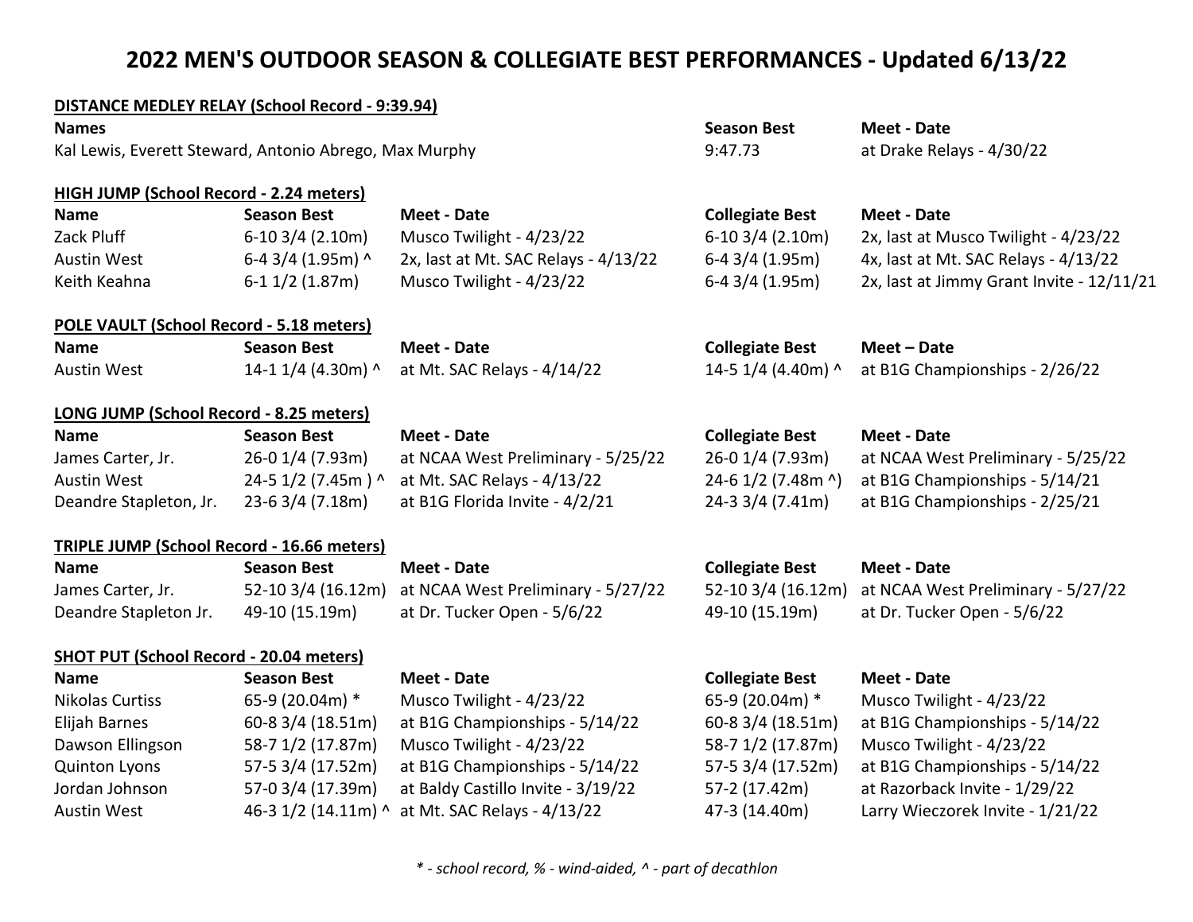# 2022 MEN'S OUTDOOR SEASON & COLLEGIATE BEST PERFORMANCES - Updated 6/13/22

**DISTANCE MEDLEY RELAY (School Record - 9:39.94)**

| Names | Season Best | Meet - Date |
| --- | --- | --- |
| Kal Lewis, Everett Steward, Antonio Abrego, Max Murphy | 9:47.73 | at Drake Relays - 4/30/22 |

**HIGH JUMP (School Record - 2.24 meters)**

| Name | Season Best | Meet - Date | Collegiate Best | Meet - Date |
| --- | --- | --- | --- | --- |
| Zack Pluff | 6-10 3/4 (2.10m) | Musco Twilight - 4/23/22 | 6-10 3/4 (2.10m) | 2x, last at Musco Twilight - 4/23/22 |
| Austin West | 6-4 3/4 (1.95m) ^ | 2x, last at Mt. SAC Relays - 4/13/22 | 6-4 3/4 (1.95m) | 4x, last at Mt. SAC Relays - 4/13/22 |
| Keith Keahna | 6-1 1/2 (1.87m) | Musco Twilight - 4/23/22 | 6-4 3/4 (1.95m) | 2x, last at Jimmy Grant Invite - 12/11/21 |

**POLE VAULT (School Record - 5.18 meters)**

| Name | Season Best | Meet - Date | Collegiate Best | Meet – Date |
| --- | --- | --- | --- | --- |
| Austin West | 14-1 1/4 (4.30m) ^ | at Mt. SAC Relays - 4/14/22 | 14-5 1/4 (4.40m) ^ | at B1G Championships - 2/26/22 |

**LONG JUMP (School Record - 8.25 meters)**

| Name | Season Best | Meet - Date | Collegiate Best | Meet - Date |
| --- | --- | --- | --- | --- |
| James Carter, Jr. | 26-0 1/4 (7.93m) | at NCAA West Preliminary - 5/25/22 | 26-0 1/4 (7.93m) | at NCAA West Preliminary - 5/25/22 |
| Austin West | 24-5 1/2 (7.45m ) ^ | at Mt. SAC Relays - 4/13/22 | 24-6 1/2 (7.48m ^) | at B1G Championships - 5/14/21 |
| Deandre Stapleton, Jr. | 23-6 3/4 (7.18m) | at B1G Florida Invite - 4/2/21 | 24-3 3/4 (7.41m) | at B1G Championships - 2/25/21 |

**TRIPLE JUMP (School Record - 16.66 meters)**

| Name | Season Best | Meet - Date | Collegiate Best | Meet - Date |
| --- | --- | --- | --- | --- |
| James Carter, Jr. | 52-10 3/4 (16.12m) | at NCAA West Preliminary - 5/27/22 | 52-10 3/4 (16.12m) | at NCAA West Preliminary - 5/27/22 |
| Deandre Stapleton Jr. | 49-10 (15.19m) | at Dr. Tucker Open - 5/6/22 | 49-10 (15.19m) | at Dr. Tucker Open - 5/6/22 |

**SHOT PUT (School Record - 20.04 meters)**

| Name | Season Best | Meet - Date | Collegiate Best | Meet - Date |
| --- | --- | --- | --- | --- |
| Nikolas Curtiss | 65-9 (20.04m) * | Musco Twilight - 4/23/22 | 65-9 (20.04m) * | Musco Twilight - 4/23/22 |
| Elijah Barnes | 60-8 3/4 (18.51m) | at B1G Championships - 5/14/22 | 60-8 3/4 (18.51m) | at B1G Championships - 5/14/22 |
| Dawson Ellingson | 58-7 1/2 (17.87m) | Musco Twilight - 4/23/22 | 58-7 1/2 (17.87m) | Musco Twilight - 4/23/22 |
| Quinton Lyons | 57-5 3/4 (17.52m) | at B1G Championships - 5/14/22 | 57-5 3/4 (17.52m) | at B1G Championships - 5/14/22 |
| Jordan Johnson | 57-0 3/4 (17.39m) | at Baldy Castillo Invite - 3/19/22 | 57-2 (17.42m) | at Razorback Invite - 1/29/22 |
| Austin West | 46-3 1/2 (14.11m) ^ | at Mt. SAC Relays - 4/13/22 | 47-3 (14.40m) | Larry Wieczorek Invite - 1/21/22 |

*\* - school record, % - wind-aided, ^ - part of decathlon*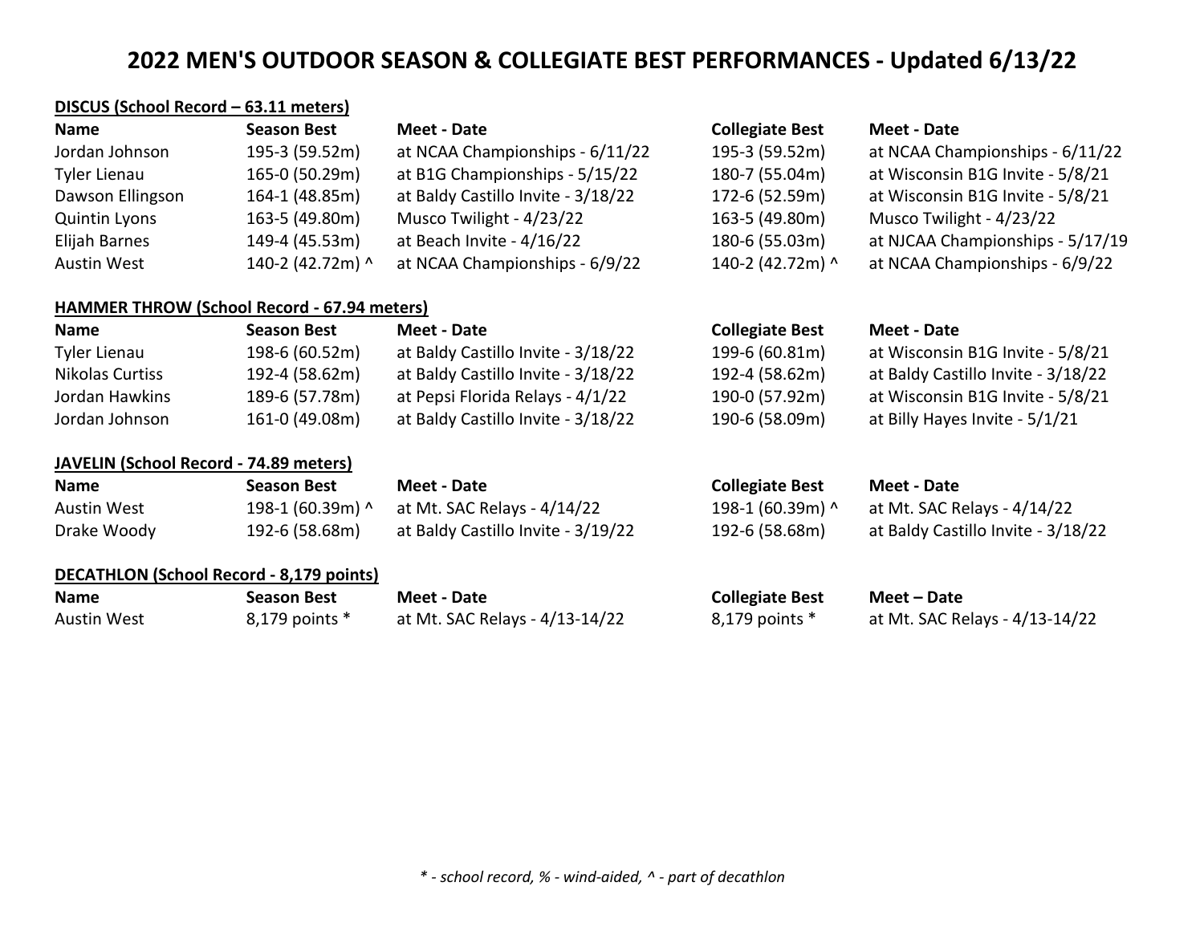# 2022 MEN'S OUTDOOR SEASON & COLLEGIATE BEST PERFORMANCES - Updated 6/13/22

**DISCUS (School Record – 63.11 meters)**

| Name | Season Best | Meet - Date | Collegiate Best | Meet - Date |
|---|---|---|---|---|
| Jordan Johnson | 195-3 (59.52m) | at NCAA Championships - 6/11/22 | 195-3 (59.52m) | at NCAA Championships - 6/11/22 |
| Tyler Lienau | 165-0 (50.29m) | at B1G Championships - 5/15/22 | 180-7 (55.04m) | at Wisconsin B1G Invite - 5/8/21 |
| Dawson Ellingson | 164-1 (48.85m) | at Baldy Castillo Invite - 3/18/22 | 172-6 (52.59m) | at Wisconsin B1G Invite - 5/8/21 |
| Quintin Lyons | 163-5 (49.80m) | Musco Twilight - 4/23/22 | 163-5 (49.80m) | Musco Twilight - 4/23/22 |
| Elijah Barnes | 149-4 (45.53m) | at Beach Invite - 4/16/22 | 180-6 (55.03m) | at NJCAA Championships - 5/17/19 |
| Austin West | 140-2 (42.72m) ^ | at NCAA Championships - 6/9/22 | 140-2 (42.72m) ^ | at NCAA Championships - 6/9/22 |

**HAMMER THROW (School Record - 67.94 meters)**

| Name | Season Best | Meet - Date | Collegiate Best | Meet - Date |
|---|---|---|---|---|
| Tyler Lienau | 198-6 (60.52m) | at Baldy Castillo Invite - 3/18/22 | 199-6 (60.81m) | at Wisconsin B1G Invite - 5/8/21 |
| Nikolas Curtiss | 192-4 (58.62m) | at Baldy Castillo Invite - 3/18/22 | 192-4 (58.62m) | at Baldy Castillo Invite - 3/18/22 |
| Jordan Hawkins | 189-6 (57.78m) | at Pepsi Florida Relays - 4/1/22 | 190-0 (57.92m) | at Wisconsin B1G Invite - 5/8/21 |
| Jordan Johnson | 161-0 (49.08m) | at Baldy Castillo Invite - 3/18/22 | 190-6 (58.09m) | at Billy Hayes Invite - 5/1/21 |

**JAVELIN (School Record - 74.89 meters)**

| Name | Season Best | Meet - Date | Collegiate Best | Meet - Date |
|---|---|---|---|---|
| Austin West | 198-1 (60.39m) ^ | at Mt. SAC Relays - 4/14/22 | 198-1 (60.39m) ^ | at Mt. SAC Relays - 4/14/22 |
| Drake Woody | 192-6 (58.68m) | at Baldy Castillo Invite - 3/19/22 | 192-6 (58.68m) | at Baldy Castillo Invite - 3/18/22 |

**DECATHLON (School Record - 8,179 points)**

| Name | Season Best | Meet - Date | Collegiate Best | Meet – Date |
|---|---|---|---|---|
| Austin West | 8,179 points * | at Mt. SAC Relays - 4/13-14/22 | 8,179 points * | at Mt. SAC Relays - 4/13-14/22 |

*\* - school record, % - wind-aided, ^ - part of decathlon*